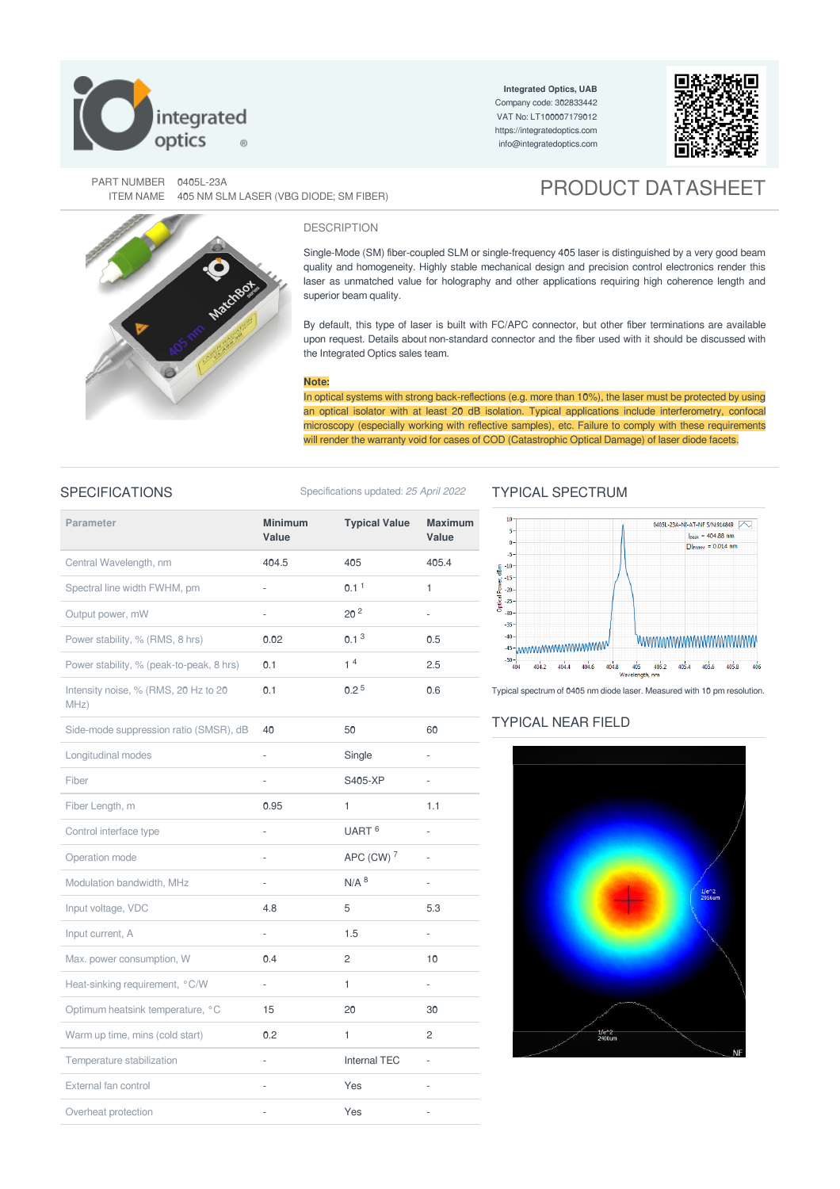Integrated Optics, UAB
Company code: 302833442
VAT No: LT100007179012
https://integratedoptics.com
info@integratedoptics.com

PART NUMBER 0405L-23A
ITEM NAME 405 NM SLM LASER (VBG DIODE; SM FIBER)

# PRODUCT DATASHEET

## DESCRIPTION

Single-Mode (SM) fiber-coupled SLM or single-frequency 405 laser is distinguished by a very good beam quality and homogeneity. Highly stable mechanical design and precision control electronics render this laser as unmatched value for holography and other applications requiring high coherence length and superior beam quality.

By default, this type of laser is built with FC/APC connector, but other fiber terminations are available upon request. Details about non-standard connector and the fiber used with it should be discussed with the Integrated Optics sales team.

**Note:**
In optical systems with strong back-reflections (e.g. more than 10%), the laser must be protected by using an optical isolator with at least 20 dB isolation. Typical applications include interferometry, confocal microscopy (especially working with reflective samples), etc. Failure to comply with these requirements will render the warranty void for cases of COD (Catastrophic Optical Damage) of laser diode facets.

## SPECIFICATIONS

Specifications updated: *25 April 2022*

| Parameter | Minimum Value | Typical Value | Maximum Value |
|---|---|---|---|
| Central Wavelength, nm | 404.5 | 405 | 405.4 |
| Spectral line width FWHM, pm | - | 0.1 [1] | 1 |
| Output power, mW | - | 20 [2] | - |
| Power stability, % (RMS, 8 hrs) | 0.02 | 0.1 [3] | 0.5 |
| Power stability, % (peak-to-peak, 8 hrs) | 0.1 | 1 [4] | 2.5 |
| Intensity noise, % (RMS, 20 Hz to 20 MHz) | 0.1 | 0.2 [5] | 0.6 |
| Side-mode suppression ratio (SMSR), dB | 40 | 50 | 60 |
| Longitudinal modes | - | Single | - |
| Fiber | - | S405-XP | - |
| Fiber Length, m | 0.95 | 1 | 1.1 |
| Control interface type | - | UART [6] | - |
| Operation mode | - | APC (CW) [7] | - |
| Modulation bandwidth, MHz | - | N/A [8] | - |
| Input voltage, VDC | 4.8 | 5 | 5.3 |
| Input current, A | - | 1.5 | - |
| Max. power consumption, W | 0.4 | 2 | 10 |
| Heat-sinking requirement, °C/W | - | 1 | - |
| Optimum heatsink temperature, °C | 15 | 20 | 30 |
| Warm up time, mins (cold start) | 0.2 | 1 | 2 |
| Temperature stabilization | - | Internal TEC | - |
| External fan control | - | Yes | - |
| Overheat protection | - | Yes | - |

## TYPICAL SPECTRUM

Typical spectrum of 0405 nm diode laser. Measured with 10 pm resolution.

## TYPICAL NEAR FIELD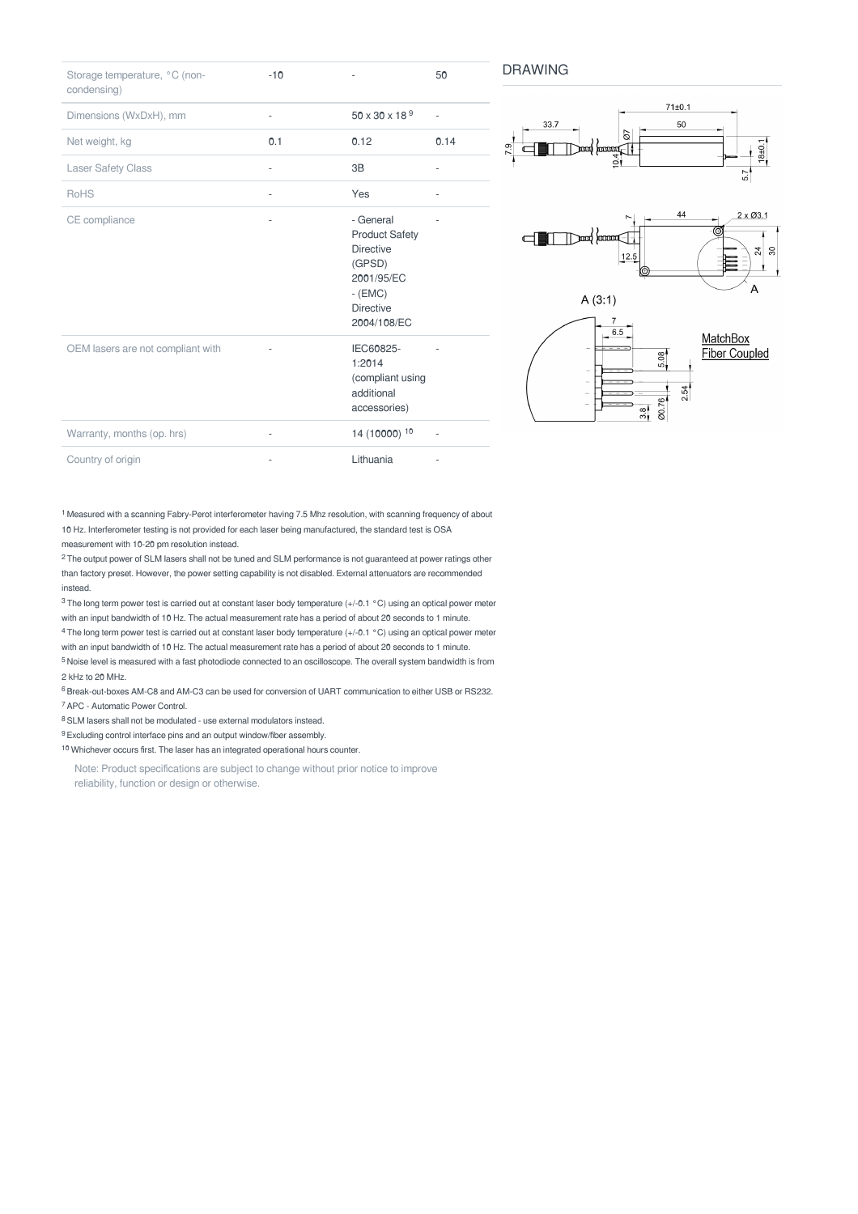| | | | |
|---|---|---|---|
| Storage temperature, °C (non-condensing) | -10 | - | 50 |
| Dimensions (WxDxH), mm | - | 50 x 30 x 18 [9] | - |
| Net weight, kg | 0.1 | 0.12 | 0.14 |
| Laser Safety Class | - | 3B | - |
| RoHS | - | Yes | - |
| CE compliance | - | - General Product Safety Directive (GPSD) 2001/95/EC - (EMC) Directive 2004/108/EC | - |
| OEM lasers are not compliant with | - | IEC60825-1:2014 (compliant using additional accessories) | - |
| Warranty, months (op. hrs) | - | 14 (10000) [10] | - |
| Country of origin | - | Lithuania | - |

## DRAWING

71±0.1
33.7
50
7.9
Ø7
10.4
18±0.1
5.7
44
2 x Ø3.1
7
12.5
24
30
A
A (3:1)
7
6.5
5.08
2.54
3.8
Ø0.76
MatchBox
Fiber Coupled

[1] Measured with a scanning Fabry-Perot interferometer having 7.5 Mhz resolution, with scanning frequency of about 10 Hz. Interferometer testing is not provided for each laser being manufactured, the standard test is OSA measurement with 10-20 pm resolution instead.

[2] The output power of SLM lasers shall not be tuned and SLM performance is not guaranteed at power ratings other than factory preset. However, the power setting capability is not disabled. External attenuators are recommended instead.

[3] The long term power test is carried out at constant laser body temperature (+/-0.1 °C) using an optical power meter with an input bandwidth of 10 Hz. The actual measurement rate has a period of about 20 seconds to 1 minute.

[4] The long term power test is carried out at constant laser body temperature (+/-0.1 °C) using an optical power meter with an input bandwidth of 10 Hz. The actual measurement rate has a period of about 20 seconds to 1 minute.

[5] Noise level is measured with a fast photodiode connected to an oscilloscope. The overall system bandwidth is from 2 kHz to 20 MHz.

[6] Break-out-boxes AM-C8 and AM-C3 can be used for conversion of UART communication to either USB or RS232.

[7] APC - Automatic Power Control.

[8] SLM lasers shall not be modulated - use external modulators instead.

[9] Excluding control interface pins and an output window/fiber assembly.

[10] Whichever occurs first. The laser has an integrated operational hours counter.

Note: Product specifications are subject to change without prior notice to improve reliability, function or design or otherwise.